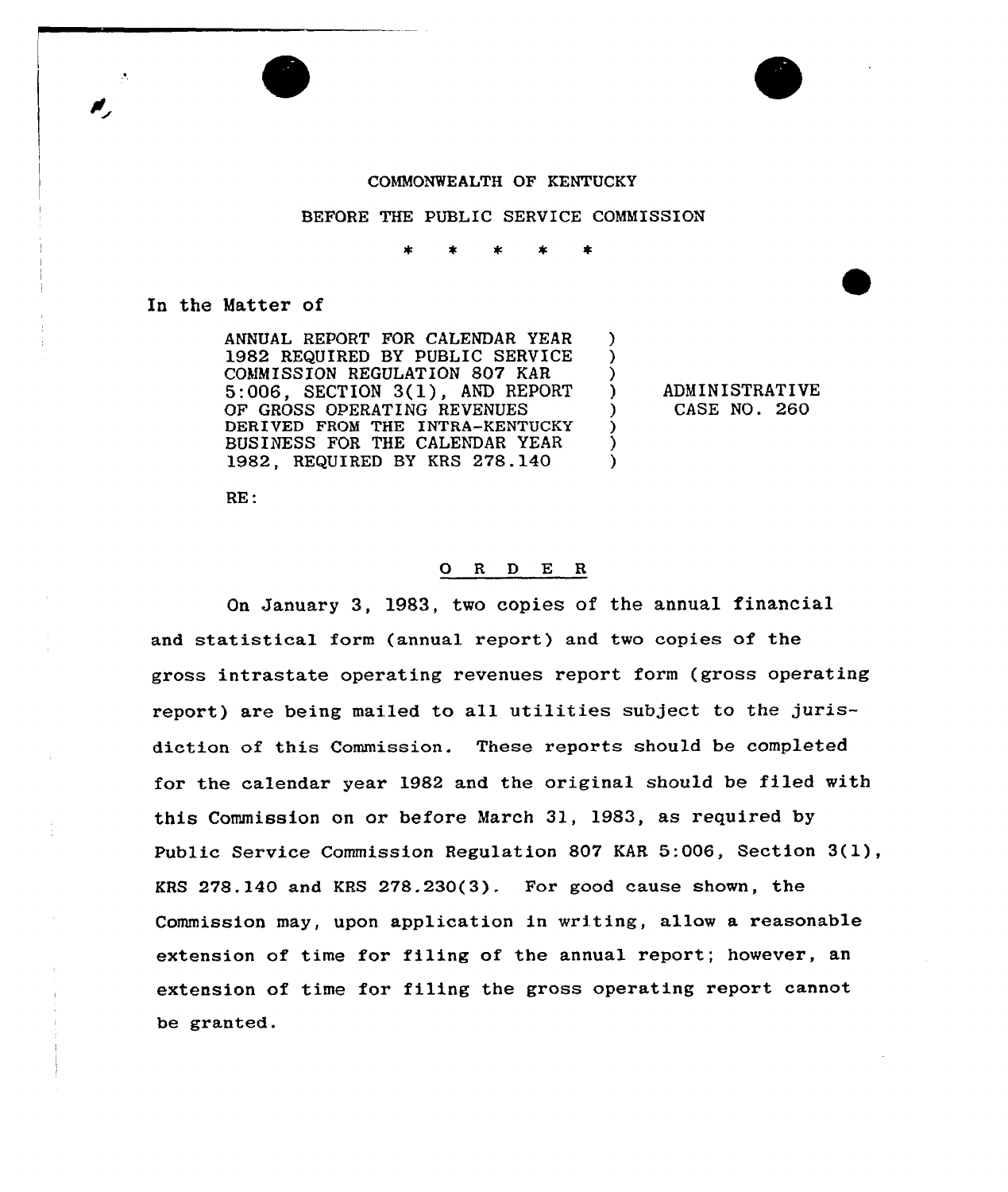COMMONWEALTH OF KENTUCKY

BEFORE THE PUBLIC SERVICE COMMISSION

\* \* \* \* \*

In the Matter of

| | |
|---|---|
| ANNUAL REPORT FOR CALENDAR YEAR 1982 REQUIRED BY PUBLIC SERVICE COMMISSION REGULATION 807 KAR 5:006, SECTION 3(1), AND REPORT OF GROSS OPERATING REVENUES DERIVED FROM THE INTRA-KENTUCKY BUSINESS FOR THE CALENDAR YEAR 1982, REQUIRED BY KRS 278.140 | ADMINISTRATIVE CASE NO. 260 |

RE:

## O R D E R

On January 3, 1983, two copies of the annual financial and statistical form (annual report) and two copies of the gross intrastate operating revenues report form (gross operating report) are being mailed to all utilities subject to the jurisdiction of this Commission. These reports should be completed for the calendar year 1982 and the original should be filed with this Commission on or before March 31, 1983, as required by Public Service Commission Regulation 807 KAR 5:006, Section 3(1), KRS 278.140 and KRS 278.230(3). For good cause shown, the Commission may, upon application in writing, allow a reasonable extension of time for filing of the annual report; however, an extension of time for filing the gross operating report cannot be granted.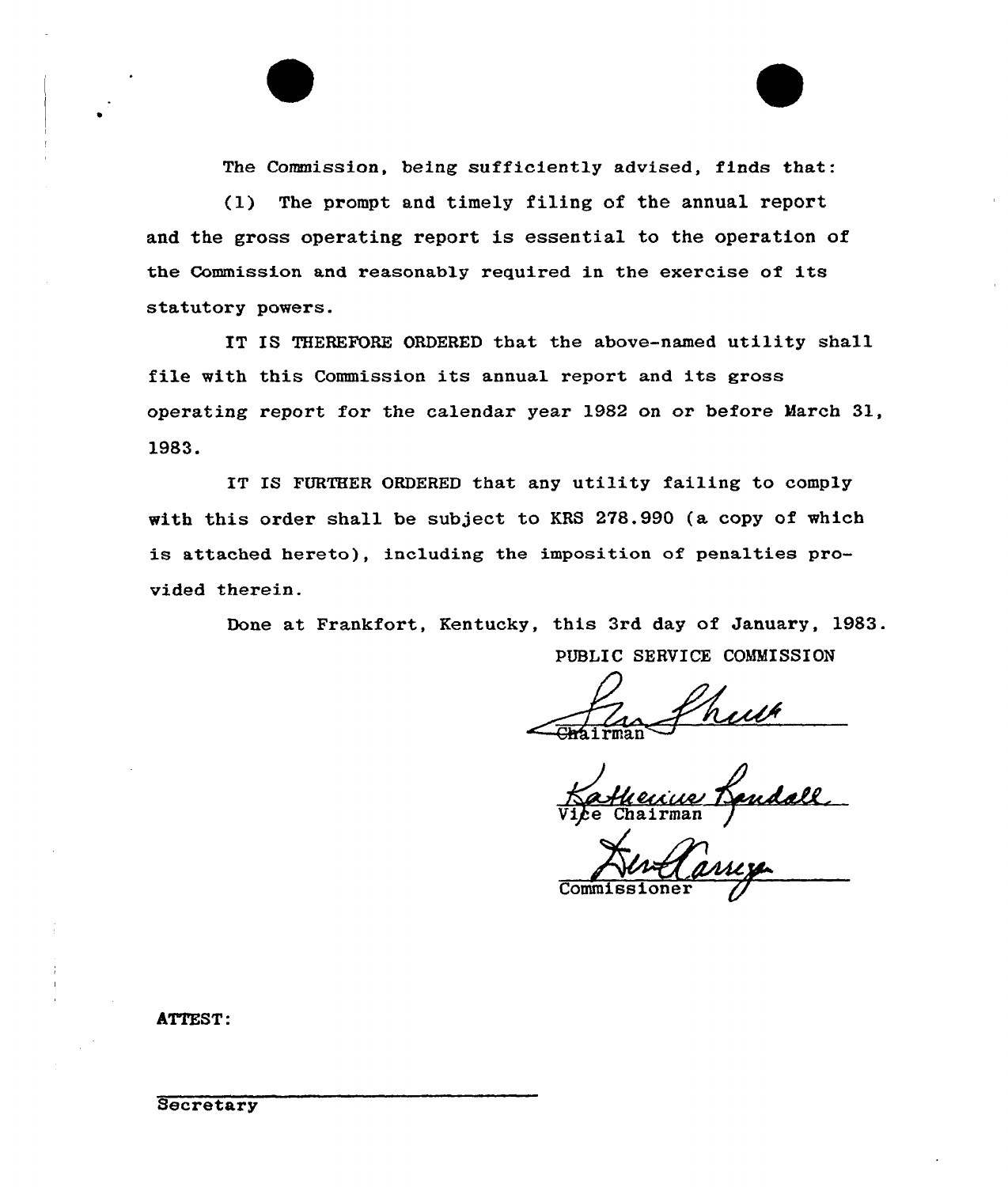The Commission, being sufficiently advised, finds that:

(1) The prompt and timely filing of the annual report and the gross operating report is essential to the operation of the Commission and reasonably required in the exercise of its statutory powers.

IT IS THEREFORE ORDERED that the above-named utility shall file with this Commission its annual report and its gross operating report for the calendar year 1982 on or before March 31, 1983.

IT IS FURTHER ORDERED that any utility failing to comply with this order shall be subject to KRS 278.990 (a copy of which is attached hereto), including the imposition of penalties provided therein.

Done at Frankfort, Kentucky, this 3rd day of January, 1983.

PUBLIC SERVICE COMMISSION

Chairman

Vice Chairman

Commissioner

ATTEST:

Secretary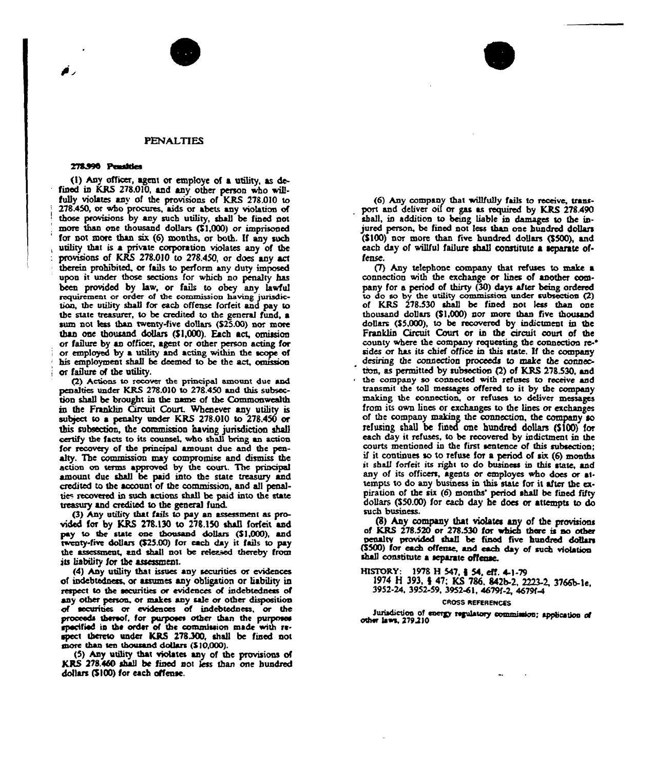# PENALTIES

### 278.990 Penalties

(1) Any officer, agent or employe of a utility, as defined in KRS 278.010, and any other person who willfully violates any of the provisions of KRS 278.010 to 278.450, or who procures, aids or abets any violation of those provisions by any such utility, shall be fined not more than one thousand dollars ($1,000) or imprisoned for not more than six (6) months, or both. If any such utility that is a private corporation violates any of the provisions of KRS 278.010 to 278.450, or does any act therein prohibited, or fails to perform any duty imposed upon it under those sections for which no penalty has been provided by law, or fails to obey any lawful requirement or order of the commission having jurisdiction, the utility shall for each offense forfeit and pay to the state treasurer, to be credited to the general fund, a sum not less than twenty-five dollars ($25.00) nor more than one thousand dollars ($1,000). Each act, omission or failure by an officer, agent or other person acting for or employed by a utility and acting within the scope of his employment shall be deemed to be the act, omission or failure of the utility.

(2) Actions to recover the principal amount due and penalties under KRS 278.010 to 278.450 and this subsection shall be brought in the name of the Commonwealth in the Franklin Circuit Court. Whenever any utility is subject to a penalty under KRS 278.010 to 278.450 or this subsection, the commission having jurisdiction shall certify the facts to its counsel, who shall bring an action for recovery of the principal amount due and the penalty. The commission may compromise and dismiss the action on terms approved by the court. The principal amount due shall be paid into the state treasury and credited to the account of the commission, and all penalties recovered in such actions shall be paid into the state treasury and credited to the general fund.

(3) Any utility that fails to pay an assessment as provided for by KRS 278.130 to 278.150 shall forfeit and pay to the state one thousand dollars ($1,000), and twenty-five dollars ($25.00) for each day it fails to pay the assessment, and shall not be released thereby from its liability for the assessment.

(4) Any utility that issues any securities or evidences of indebtedness, or assumes any obligation or liability in respect to the securities or evidences of indebtedness of any other person, or makes any sale or other disposition of securities or evidences of indebtedness, or the proceeds thereof, for purposes other than the purposes specified in the order of the commission made with respect thereto under KRS 278.300, shall be fined not more than ten thousand dollars ($10,000).

(5) Any utility that violates any of the provisions of KRS 278.460 shall be fined not less than one hundred dollars ($100) for each offense.

(6) Any company that willfully fails to receive, transport and deliver oil or gas as required by KRS 278.490 shall, in addition to being liable in damages to the injured person, be fined not less than one hundred dollars ($100) nor more than five hundred dollars ($500), and each day of willful failure shall constitute a separate offense.

(7) Any telephone company that refuses to make a connection with the exchange or lines of another company for a period of thirty (30) days after being ordered to do so by the utility commission under subsection (2) of KRS 278.530 shall be fined not less than one thousand dollars ($1,000) nor more than five thousand dollars ($5,000), to be recovered by indictment in the Franklin Circuit Court or in the circuit court of the county where the company requesting the connection resides or has its chief office in this state. If the company desiring the connection proceeds to make the connection, as permitted by subsection (2) of KRS 278.530, and the company so connected with refuses to receive and transmit the toll messages offered to it by the company making the connection, or refuses to deliver messages from its own lines or exchanges to the lines or exchanges of the company making the connection, the company so refusing shall be fined one hundred dollars ($100) for each day it refuses, to be recovered by indictment in the courts mentioned in the first sentence of this subsection; if it continues so to refuse for a period of six (6) months it shall forfeit its right to do business in this state, and any of its officers, agents or employes who does or attempts to do any business in this state for it after the expiration of the six (6) months' period shall be fined fifty dollars ($50.00) for each day he does or attempts to do such business.

(8) Any company that violates any of the provisions of KRS 278.520 or 278.530 for which there is no other penalty provided shall be fined five hundred dollars ($500) for each offense, and each day of such violation shall constitute a separate offense.

HISTORY: 1978 H 547, § 54, eff. 4-1-79
1974 H 393, § 47; KS 786, 842b-2, 2223-2, 3766b-1e, 3952-24, 3952-59, 3952-61, 4679f-2, 4679f-4

CROSS REFERENCES

Jurisdiction of energy regulatory commission; application of other laws, 279.210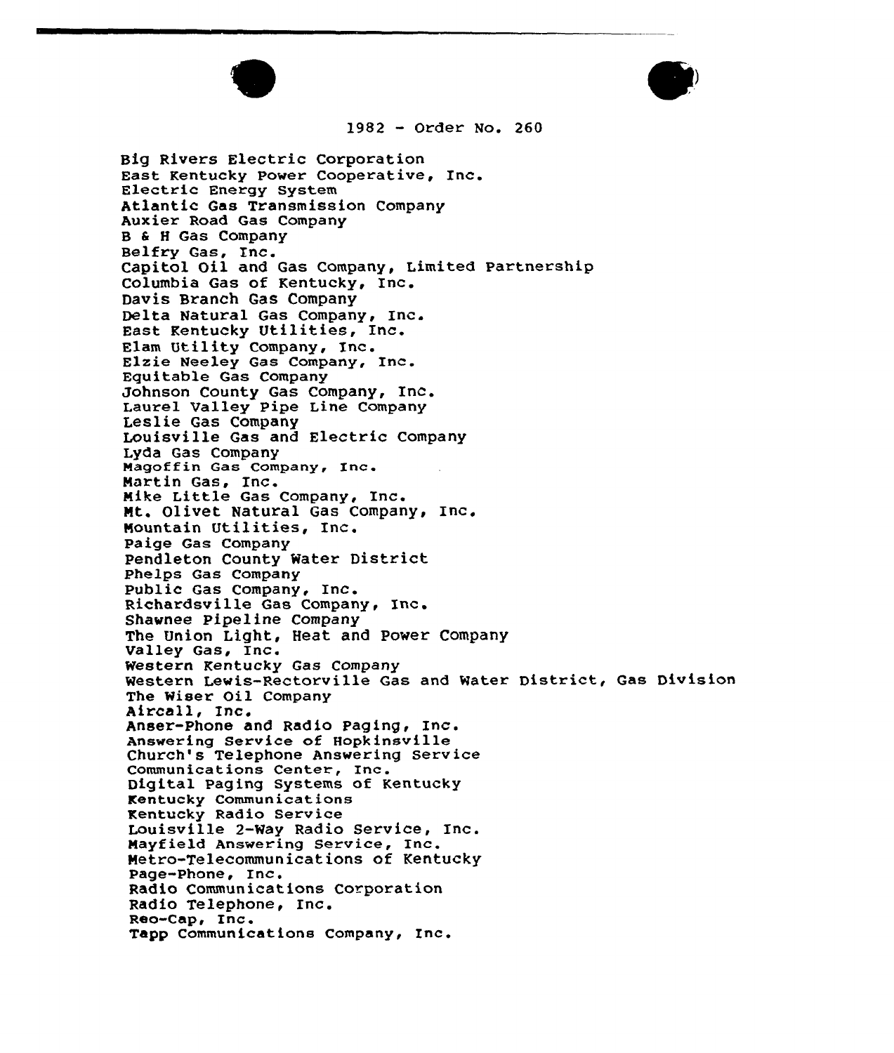1982 - Order No. 260

Big Rivers Electric Corporation
East Kentucky Power Cooperative, Inc.
Electric Energy System
Atlantic Gas Transmission Company
Auxier Road Gas Company
B & H Gas Company
Belfry Gas, Inc.
Capitol Oil and Gas Company, Limited Partnership
Columbia Gas of Kentucky, Inc.
Davis Branch Gas Company
Delta Natural Gas Company, Inc.
East Kentucky Utilities, Inc.
Elam Utility Company, Inc.
Elzie Neeley Gas Company, Inc.
Equitable Gas Company
Johnson County Gas Company, Inc.
Laurel Valley Pipe Line Company
Leslie Gas Company
Louisville Gas and Electric Company
Lyda Gas Company
Magoffin Gas Company, Inc.
Martin Gas, Inc.
Mike Little Gas Company, Inc.
Mt. Olivet Natural Gas Company, Inc.
Mountain Utilities, Inc.
Paige Gas Company
Pendleton County Water District
Phelps Gas Company
Public Gas Company, Inc.
Richardsville Gas Company, Inc.
Shawnee Pipeline Company
The Union Light, Heat and Power Company
Valley Gas, Inc.
Western Kentucky Gas Company
Western Lewis-Rectorville Gas and Water District, Gas Division
The Wiser Oil Company
Aircall, Inc.
Anser-Phone and Radio Paging, Inc.
Answering Service of Hopkinsville
Church's Telephone Answering Service
Communications Center, Inc.
Digital Paging Systems of Kentucky
Kentucky Communications
Kentucky Radio Service
Louisville 2-Way Radio Service, Inc.
Mayfield Answering Service, Inc.
Metro-Telecommunications of Kentucky
Page-Phone, Inc.
Radio Communications Corporation
Radio Telephone, Inc.
Reo-Cap, Inc.
Tapp Communications Company, Inc.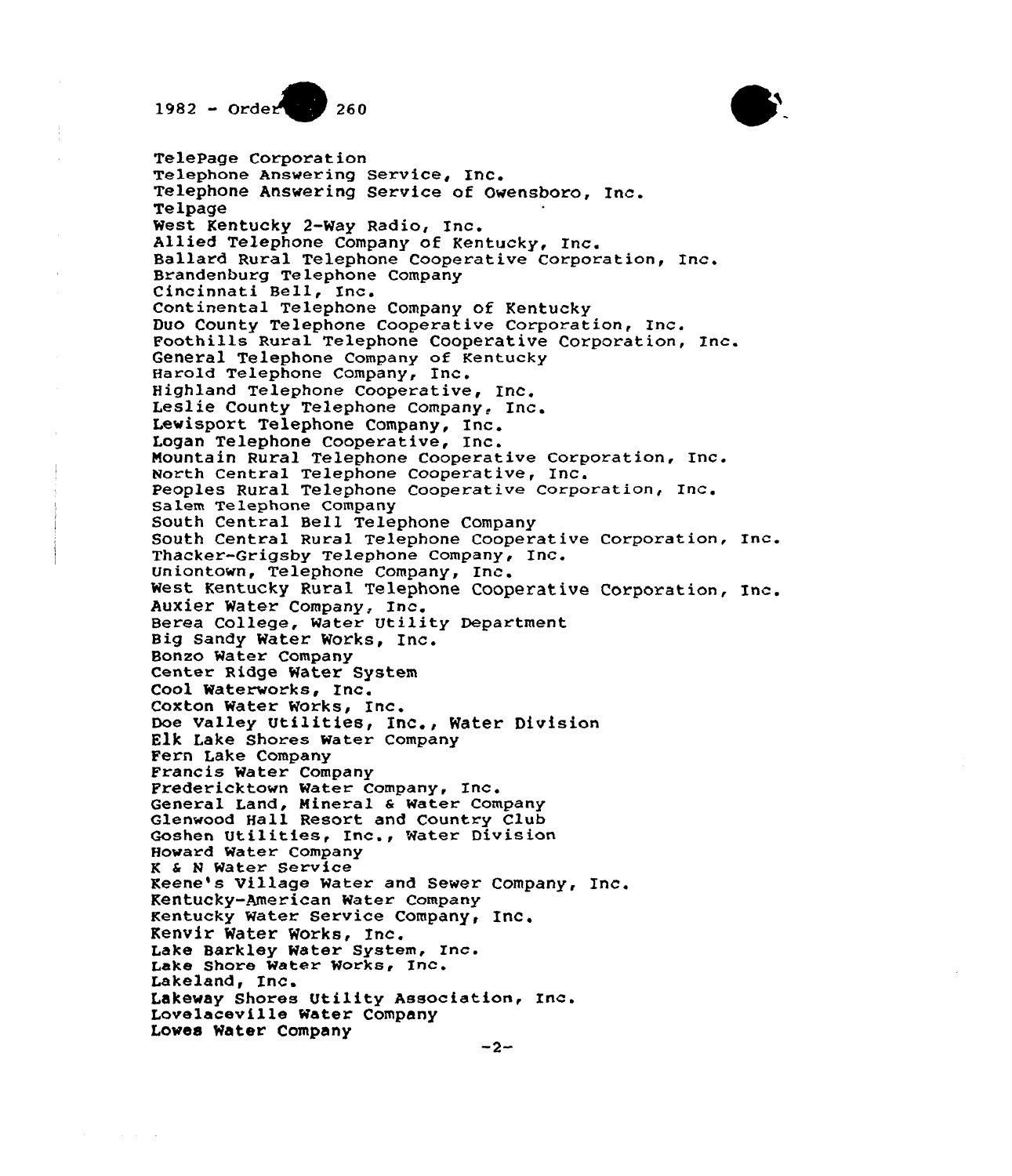TelePage Corporation
Telephone Answering Service, Inc.
Telephone Answering Service of Owensboro, Inc.
Telpage
West Kentucky 2-Way Radio, Inc.
Allied Telephone Company of Kentucky, Inc.
Ballard Rural Telephone Cooperative Corporation, Inc.
Brandenburg Telephone Company
Cincinnati Bell, Inc.
Continental Telephone Company of Kentucky
Duo County Telephone Cooperative Corporation, Inc.
Foothills Rural Telephone Cooperative Corporation, Inc.
General Telephone Company of Kentucky
Harold Telephone Company, Inc.
Highland Telephone Cooperative, Inc.
Leslie County Telephone Company, Inc.
Lewisport Telephone Company, Inc.
Logan Telephone Cooperative, Inc.
Mountain Rural Telephone Cooperative Corporation, Inc.
North Central Telephone Cooperative, Inc.
Peoples Rural Telephone Cooperative Corporation, Inc.
Salem Telephone Company
South Central Bell Telephone Company
South Central Rural Telephone Cooperative Corporation, Inc.
Thacker-Grigsby Telephone Company, Inc.
Uniontown, Telephone Company, Inc.
West Kentucky Rural Telephone Cooperative Corporation, Inc.
Auxier Water Company, Inc.
Berea College, Water Utility Department
Big Sandy Water Works, Inc.
Bonzo Water Company
Center Ridge Water System
Cool Waterworks, Inc.
Coxton Water Works, Inc.
Doe Valley Utilities, Inc., Water Division
Elk Lake Shores Water Company
Fern Lake Company
Francis Water Company
Fredericktown Water Company, Inc.
General Land, Mineral & Water Company
Glenwood Hall Resort and Country Club
Goshen Utilities, Inc., Water Division
Howard Water Company
K & N Water Service
Keene's Village Water and Sewer Company, Inc.
Kentucky-American Water Company
Kentucky Water Service Company, Inc.
Kenvir Water Works, Inc.
Lake Barkley Water System, Inc.
Lake Shore Water Works, Inc.
Lakeland, Inc.
Lakeway Shores Utility Association, Inc.
Lovelaceville Water Company
Lowes Water Company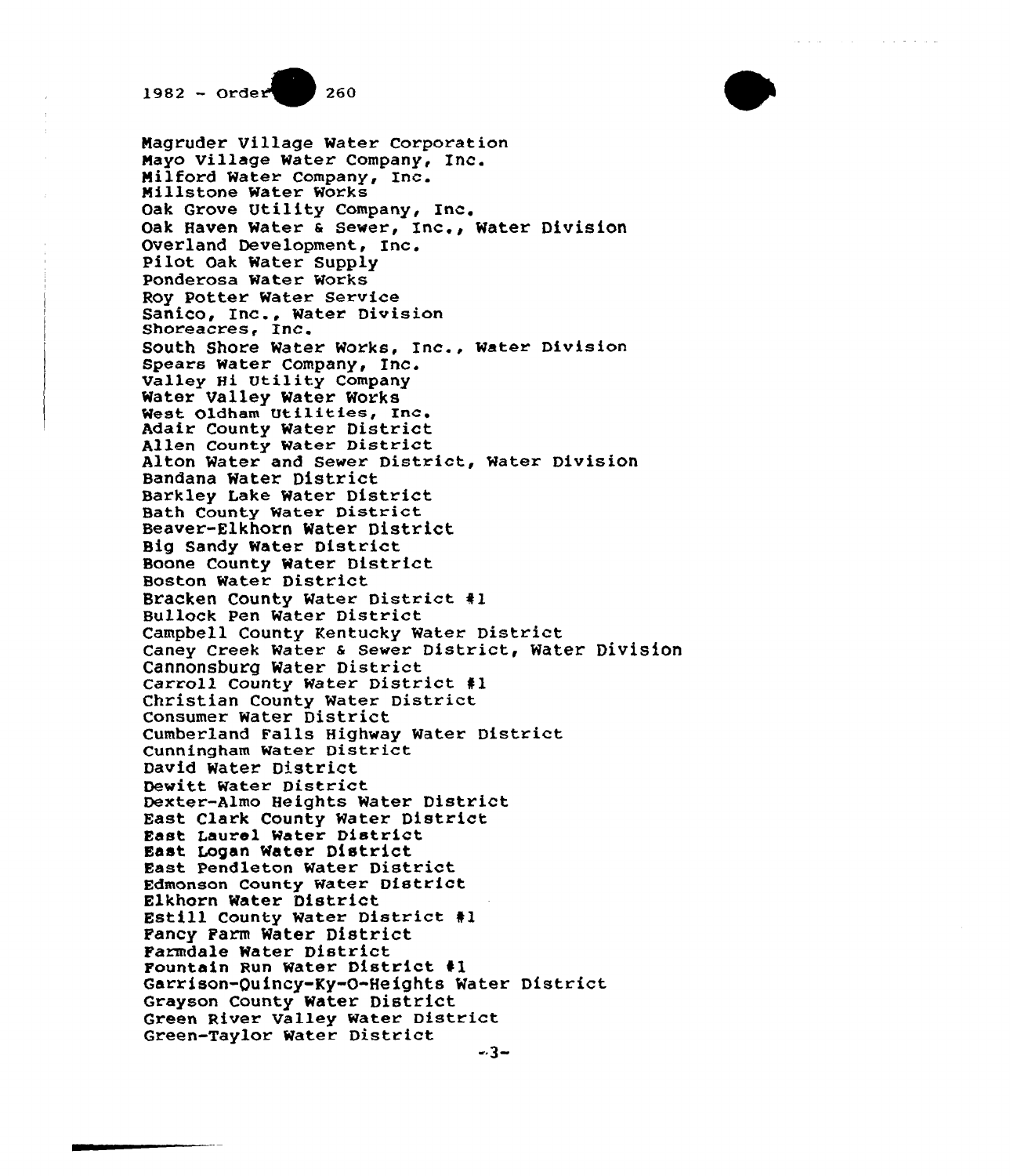Magruder Village Water Corporation
Mayo Village Water Company, Inc.
Milford Water Company, Inc.
Millstone Water Works
Oak Grove Utility Company, Inc.
Oak Haven Water & Sewer, Inc., Water Division
Overland Development, Inc.
Pilot Oak Water Supply
Ponderosa Water Works
Roy Potter Water Service
Sanico, Inc., Water Division
Shoreacres, Inc.
South Shore Water Works, Inc., Water Division
Spears Water Company, Inc.
Valley Hi Utility Company
Water Valley Water Works
West Oldham Utilities, Inc.
Adair County Water District
Allen County Water District
Alton Water and Sewer District, Water Division
Bandana Water District
Barkley Lake Water District
Bath County Water District
Beaver-Elkhorn Water District
Big Sandy Water District
Boone County Water District
Boston Water District
Bracken County Water District #1
Bullock Pen Water District
Campbell County Kentucky Water District
Caney Creek Water & Sewer District, Water Division
Cannonsburg Water District
Carroll County Water District #1
Christian County Water District
Consumer Water District
Cumberland Falls Highway Water District
Cunningham Water District
David Water District
Dewitt Water District
Dexter-Almo Heights Water District
East Clark County Water District
East Laurel Water District
East Logan Water District
East Pendleton Water District
Edmonson County Water District
Elkhorn Water District
Estill County Water District #1
Fancy Farm Water District
Farmdale Water District
Fountain Run Water District #1
Garrison-Quincy-Ky-O-Heights Water District
Grayson County Water District
Green River Valley Water District
Green-Taylor Water District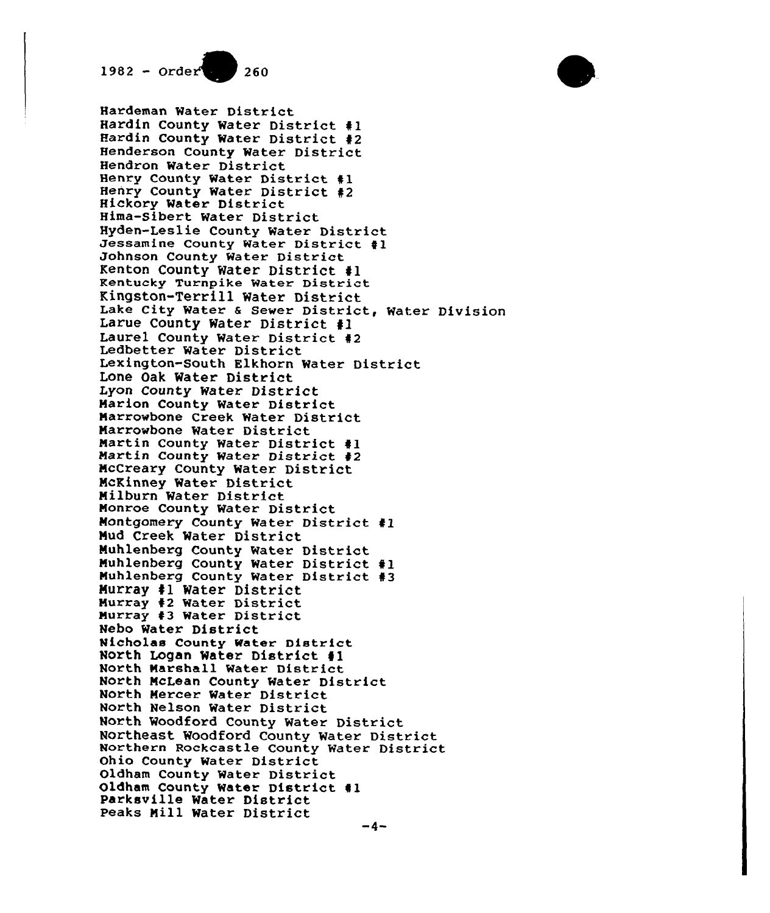Hardeman Water District
Hardin County Water District #1
Hardin County Water District #2
Henderson County Water District
Hendron Water District
Henry County Water District #1
Henry County Water District #2
Hickory Water District
Hima-Sibert Water District
Hyden-Leslie County Water District
Jessamine County Water District #1
Johnson County Water District
Kenton County Water District #1
Kentucky Turnpike Water District
Kingston-Terrill Water District
Lake City Water & Sewer District, Water Division
Larue County Water District #1
Laurel County Water District #2
Ledbetter Water District
Lexington-South Elkhorn Water District
Lone Oak Water District
Lyon County Water District
Marion County Water District
Marrowbone Creek Water District
Marrowbone Water District
Martin County Water District #1
Martin County Water District #2
McCreary County Water District
McKinney Water District
Milburn Water District
Monroe County Water District
Montgomery County Water District #1
Mud Creek Water District
Muhlenberg County Water District
Muhlenberg County Water District #1
Muhlenberg County Water District #3
Murray #1 Water District
Murray #2 Water District
Murray #3 Water District
Nebo Water District
Nicholas County Water District
North Logan Water District #1
North Marshall Water District
North McLean County Water District
North Mercer Water District
North Nelson Water District
North Woodford County Water District
Northeast Woodford County Water District
Northern Rockcastle County Water District
Ohio County Water District
Oldham County Water District
Oldham County Water District #1
Parksville Water District
Peaks Mill Water District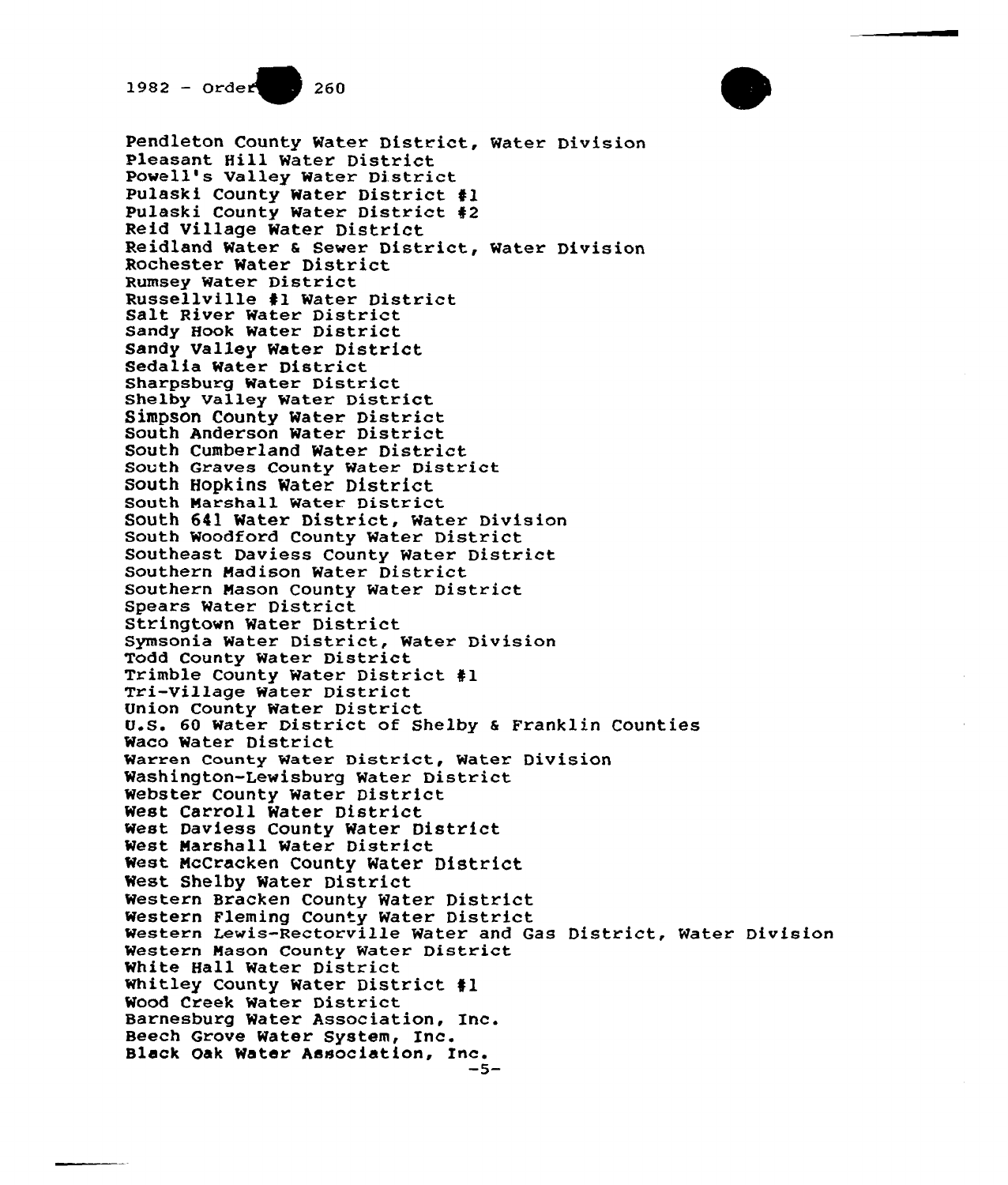Pendleton County Water District, Water Division
Pleasant Hill Water District
Powell's Valley Water District
Pulaski County Water District #1
Pulaski County Water District #2
Reid Village Water District
Reidland Water & Sewer District, Water Division
Rochester Water District
Rumsey Water District
Russellville #1 Water District
Salt River Water District
Sandy Hook Water District
Sandy Valley Water District
Sedalia Water District
Sharpsburg Water District
Shelby Valley Water District
Simpson County Water District
South Anderson Water District
South Cumberland Water District
South Graves County Water District
South Hopkins Water District
South Marshall Water District
South 641 Water District, Water Division
South Woodford County Water District
Southeast Daviess County Water District
Southern Madison Water District
Southern Mason County Water District
Spears Water District
Stringtown Water District
Symsonia Water District, Water Division
Todd County Water District
Trimble County Water District #1
Tri-Village Water District
Union County Water District
U.S. 60 Water District of Shelby & Franklin Counties
Waco Water District
Warren County Water District, Water Division
Washington-Lewisburg Water District
Webster County Water District
West Carroll Water District
West Daviess County Water District
West Marshall Water District
West McCracken County Water District
West Shelby Water District
Western Bracken County Water District
Western Fleming County Water District
Western Lewis-Rectorville Water and Gas District, Water Division
Western Mason County Water District
White Hall Water District
Whitley County Water District #1
Wood Creek Water District
Barnesburg Water Association, Inc.
Beech Grove Water System, Inc.
Black Oak Water Association, Inc.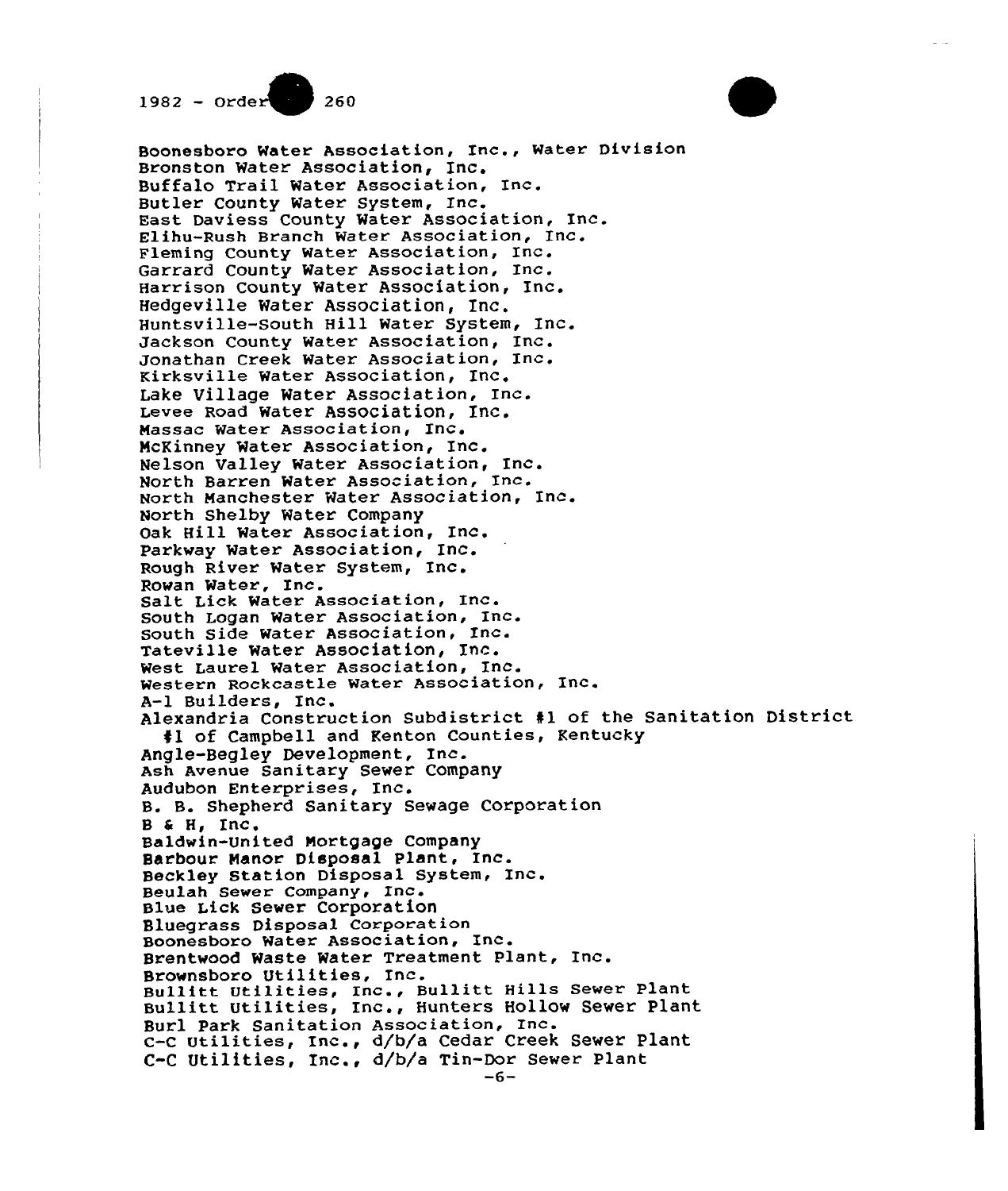Boonesboro Water Association, Inc., Water Division
Bronston Water Association, Inc.
Buffalo Trail Water Association, Inc.
Butler County Water System, Inc.
East Daviess County Water Association, Inc.
Elihu-Rush Branch Water Association, Inc.
Fleming County Water Association, Inc.
Garrard County Water Association, Inc.
Harrison County Water Association, Inc.
Hedgeville Water Association, Inc.
Huntsville-South Hill Water System, Inc.
Jackson County Water Association, Inc.
Jonathan Creek Water Association, Inc.
Kirksville Water Association, Inc.
Lake Village Water Association, Inc.
Levee Road Water Association, Inc.
Massac Water Association, Inc.
McKinney Water Association, Inc.
Nelson Valley Water Association, Inc.
North Barren Water Association, Inc.
North Manchester Water Association, Inc.
North Shelby Water Company
Oak Hill Water Association, Inc.
Parkway Water Association, Inc.
Rough River Water System, Inc.
Rowan Water, Inc.
Salt Lick Water Association, Inc.
South Logan Water Association, Inc.
South Side Water Association, Inc.
Tateville Water Association, Inc.
West Laurel Water Association, Inc.
Western Rockcastle Water Association, Inc.
A-1 Builders, Inc.
Alexandria Construction Subdistrict #1 of the Sanitation District #1 of Campbell and Kenton Counties, Kentucky
Angle-Begley Development, Inc.
Ash Avenue Sanitary Sewer Company
Audubon Enterprises, Inc.
B. B. Shepherd Sanitary Sewage Corporation
B & H, Inc.
Baldwin-United Mortgage Company
Barbour Manor Disposal Plant, Inc.
Beckley Station Disposal System, Inc.
Beulah Sewer Company, Inc.
Blue Lick Sewer Corporation
Bluegrass Disposal Corporation
Boonesboro Water Association, Inc.
Brentwood Waste Water Treatment Plant, Inc.
Brownsboro Utilities, Inc.
Bullitt Utilities, Inc., Bullitt Hills Sewer Plant
Bullitt Utilities, Inc., Hunters Hollow Sewer Plant
Burl Park Sanitation Association, Inc.
C-C Utilities, Inc., d/b/a Cedar Creek Sewer Plant
C-C Utilities, Inc., d/b/a Tin-Dor Sewer Plant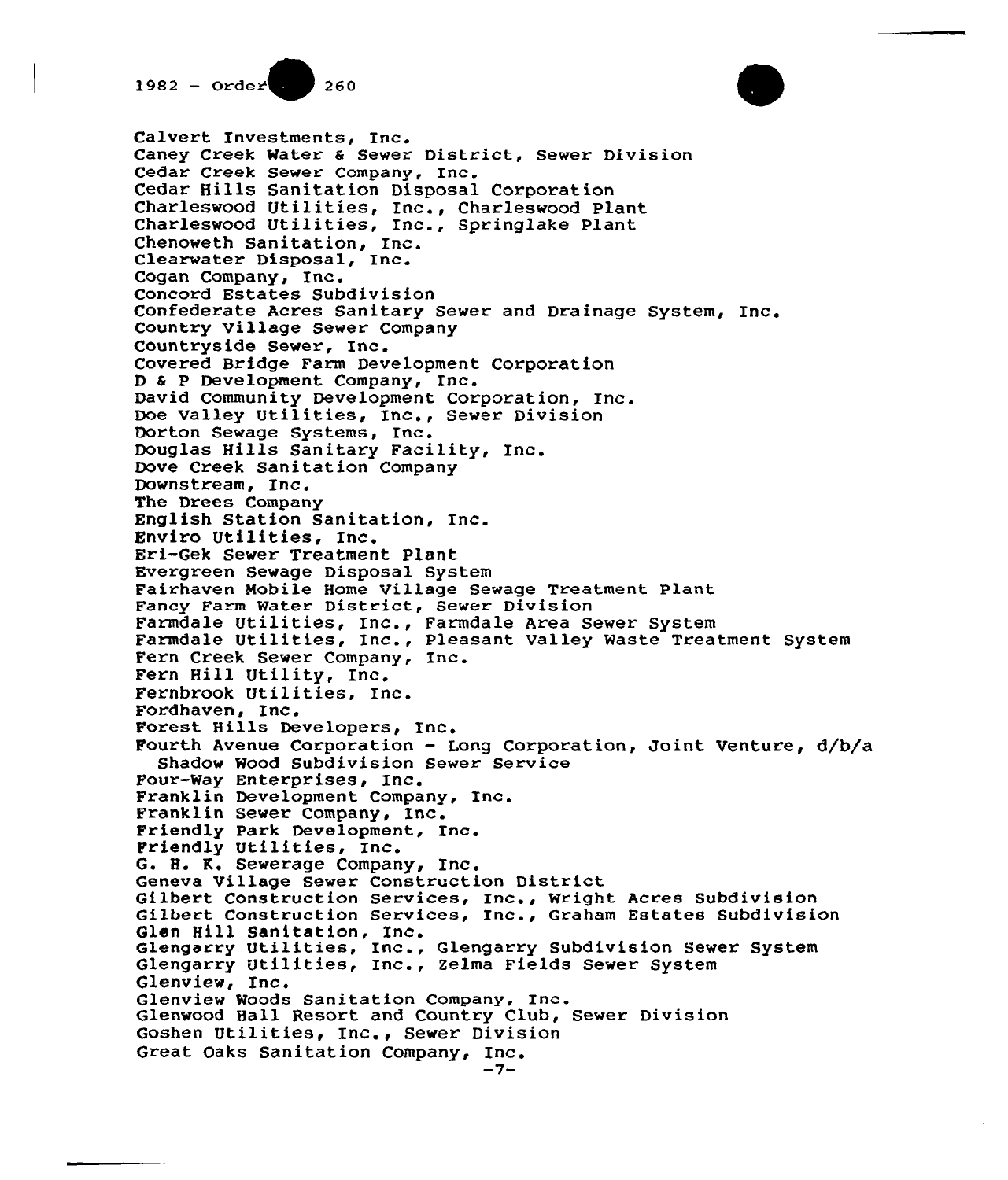Calvert Investments, Inc.
Caney Creek Water & Sewer District, Sewer Division
Cedar Creek Sewer Company, Inc.
Cedar Hills Sanitation Disposal Corporation
Charleswood Utilities, Inc., Charleswood Plant
Charleswood Utilities, Inc., Springlake Plant
Chenoweth Sanitation, Inc.
Clearwater Disposal, Inc.
Cogan Company, Inc.
Concord Estates Subdivision
Confederate Acres Sanitary Sewer and Drainage System, Inc.
Country Village Sewer Company
Countryside Sewer, Inc.
Covered Bridge Farm Development Corporation
D & P Development Company, Inc.
David Community Development Corporation, Inc.
Doe Valley Utilities, Inc., Sewer Division
Dorton Sewage Systems, Inc.
Douglas Hills Sanitary Facility, Inc.
Dove Creek Sanitation Company
Downstream, Inc.
The Drees Company
English Station Sanitation, Inc.
Enviro Utilities, Inc.
Eri-Gek Sewer Treatment Plant
Evergreen Sewage Disposal System
Fairhaven Mobile Home Village Sewage Treatment Plant
Fancy Farm Water District, Sewer Division
Farmdale Utilities, Inc., Farmdale Area Sewer System
Farmdale Utilities, Inc., Pleasant Valley Waste Treatment System
Fern Creek Sewer Company, Inc.
Fern Hill Utility, Inc.
Fernbrook Utilities, Inc.
Fordhaven, Inc.
Forest Hills Developers, Inc.
Fourth Avenue Corporation - Long Corporation, Joint Venture, d/b/a
  Shadow Wood Subdivision Sewer Service
Four-Way Enterprises, Inc.
Franklin Development Company, Inc.
Franklin Sewer Company, Inc.
Friendly Park Development, Inc.
Friendly Utilities, Inc.
G. H. K. Sewerage Company, Inc.
Geneva Village Sewer Construction District
Gilbert Construction Services, Inc., Wright Acres Subdivision
Gilbert Construction Services, Inc., Graham Estates Subdivision
Glen Hill Sanitation, Inc.
Glengarry Utilities, Inc., Glengarry Subdivision Sewer System
Glengarry Utilities, Inc., Zelma Fields Sewer System
Glenview, Inc.
Glenview Woods Sanitation Company, Inc.
Glenwood Hall Resort and Country Club, Sewer Division
Goshen Utilities, Inc., Sewer Division
Great Oaks Sanitation Company, Inc.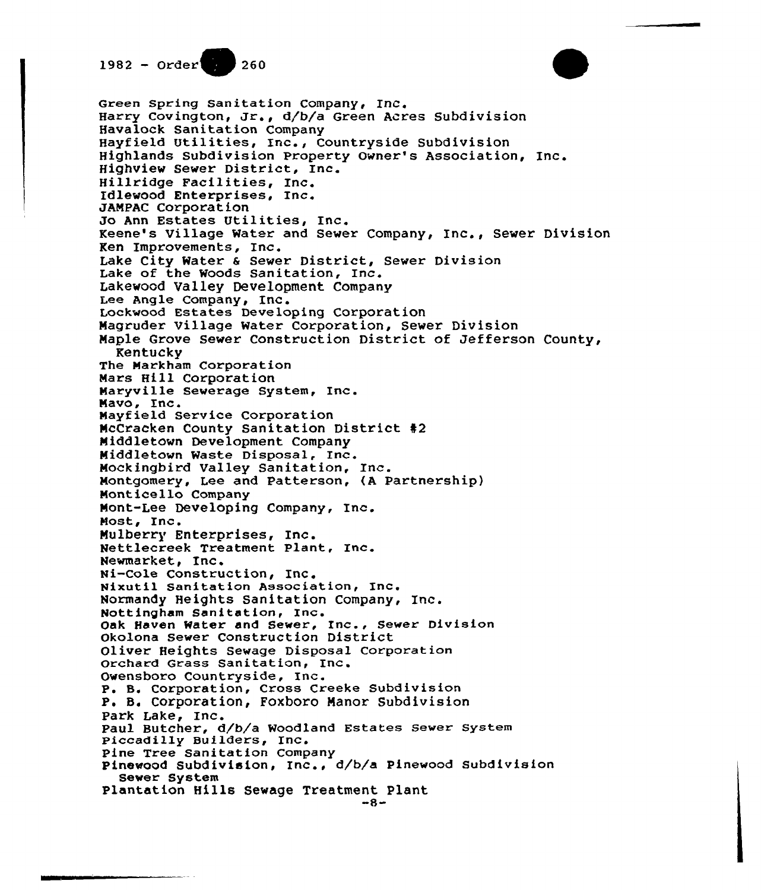Green Spring Sanitation Company, Inc.
Harry Covington, Jr., d/b/a Green Acres Subdivision
Havalock Sanitation Company
Hayfield Utilities, Inc., Countryside Subdivision
Highlands Subdivision Property Owner's Association, Inc.
Highview Sewer District, Inc.
Hillridge Facilities, Inc.
Idlewood Enterprises, Inc.
JAMPAC Corporation
Jo Ann Estates Utilities, Inc.
Keene's Village Water and Sewer Company, Inc., Sewer Division
Ken Improvements, Inc.
Lake City Water & Sewer District, Sewer Division
Lake of the Woods Sanitation, Inc.
Lakewood Valley Development Company
Lee Angle Company, Inc.
Lockwood Estates Developing Corporation
Magruder Village Water Corporation, Sewer Division
Maple Grove Sewer Construction District of Jefferson County, Kentucky
The Markham Corporation
Mars Hill Corporation
Maryville Sewerage System, Inc.
Mavo, Inc.
Mayfield Service Corporation
McCracken County Sanitation District #2
Middletown Development Company
Middletown Waste Disposal, Inc.
Mockingbird Valley Sanitation, Inc.
Montgomery, Lee and Patterson, (A Partnership)
Monticello Company
Mont-Lee Developing Company, Inc.
Most, Inc.
Mulberry Enterprises, Inc.
Nettlecreek Treatment Plant, Inc.
Newmarket, Inc.
Ni-Cole Construction, Inc.
Nixutil Sanitation Association, Inc.
Normandy Heights Sanitation Company, Inc.
Nottingham Sanitation, Inc.
Oak Haven Water and Sewer, Inc., Sewer Division
Okolona Sewer Construction District
Oliver Heights Sewage Disposal Corporation
Orchard Grass Sanitation, Inc.
Owensboro Countryside, Inc.
P. B. Corporation, Cross Creeke Subdivision
P. B. Corporation, Foxboro Manor Subdivision
Park Lake, Inc.
Paul Butcher, d/b/a Woodland Estates Sewer System
Piccadilly Builders, Inc.
Pine Tree Sanitation Company
Pinewood Subdivision, Inc., d/b/a Pinewood Subdivision Sewer System
Plantation Hills Sewage Treatment Plant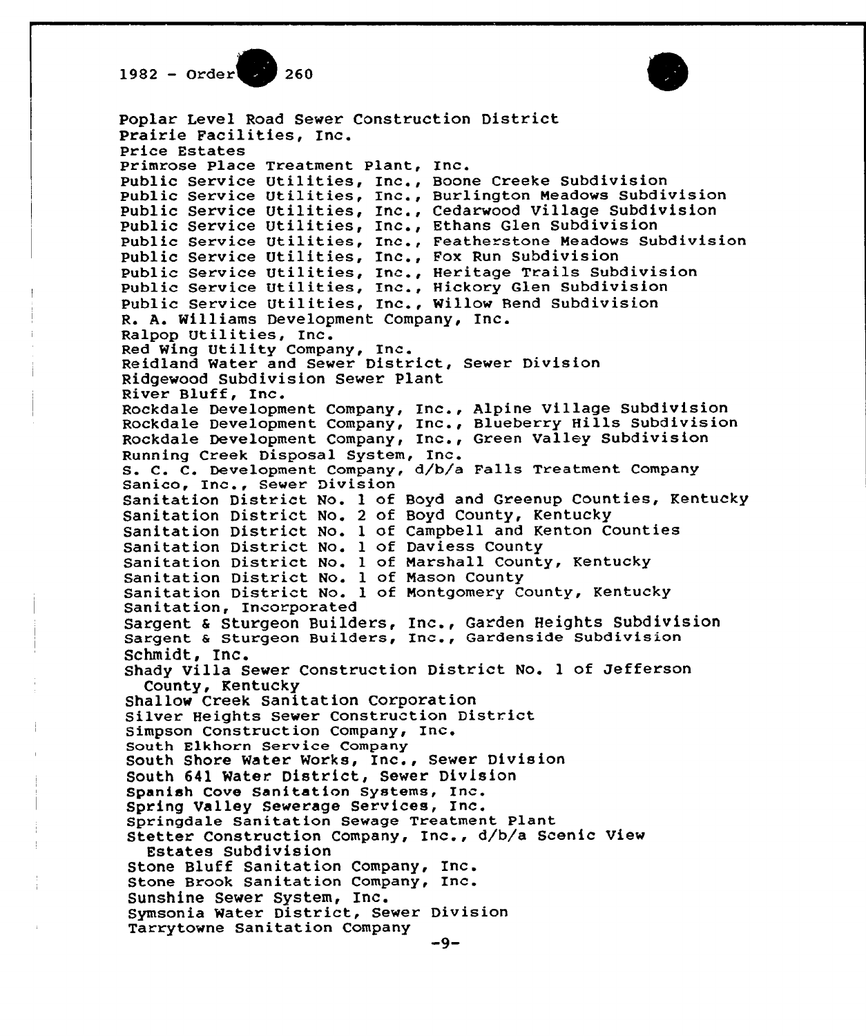Poplar Level Road Sewer Construction District
Prairie Facilities, Inc.
Price Estates
Primrose Place Treatment Plant, Inc.
Public Service Utilities, Inc., Boone Creeke Subdivision
Public Service Utilities, Inc., Burlington Meadows Subdivision
Public Service Utilities, Inc., Cedarwood Village Subdivision
Public Service Utilities, Inc., Ethans Glen Subdivision
Public Service Utilities, Inc., Featherstone Meadows Subdivision
Public Service Utilities, Inc., Fox Run Subdivision
Public Service Utilities, Inc., Heritage Trails Subdivision
Public Service Utilities, Inc., Hickory Glen Subdivision
Public Service Utilities, Inc., Willow Bend Subdivision
R. A. Williams Development Company, Inc.
Ralpop Utilities, Inc.
Red Wing Utility Company, Inc.
Reidland Water and Sewer District, Sewer Division
Ridgewood Subdivision Sewer Plant
River Bluff, Inc.
Rockdale Development Company, Inc., Alpine Village Subdivision
Rockdale Development Company, Inc., Blueberry Hills Subdivision
Rockdale Development Company, Inc., Green Valley Subdivision
Running Creek Disposal System, Inc.
S. C. C. Development Company, d/b/a Falls Treatment Company
Sanico, Inc., Sewer Division
Sanitation District No. 1 of Boyd and Greenup Counties, Kentucky
Sanitation District No. 2 of Boyd County, Kentucky
Sanitation District No. 1 of Campbell and Kenton Counties
Sanitation District No. 1 of Daviess County
Sanitation District No. 1 of Marshall County, Kentucky
Sanitation District No. 1 of Mason County
Sanitation District No. 1 of Montgomery County, Kentucky
Sanitation, Incorporated
Sargent & Sturgeon Builders, Inc., Garden Heights Subdivision
Sargent & Sturgeon Builders, Inc., Gardenside Subdivision
Schmidt, Inc.
Shady Villa Sewer Construction District No. 1 of Jefferson County, Kentucky
Shallow Creek Sanitation Corporation
Silver Heights Sewer Construction District
Simpson Construction Company, Inc.
South Elkhorn Service Company
South Shore Water Works, Inc., Sewer Division
South 641 Water District, Sewer Division
Spanish Cove Sanitation Systems, Inc.
Spring Valley Sewerage Services, Inc.
Springdale Sanitation Sewage Treatment Plant
Stetter Construction Company, Inc., d/b/a Scenic View Estates Subdivision
Stone Bluff Sanitation Company, Inc.
Stone Brook Sanitation Company, Inc.
Sunshine Sewer System, Inc.
Symsonia Water District, Sewer Division
Tarrytowne Sanitation Company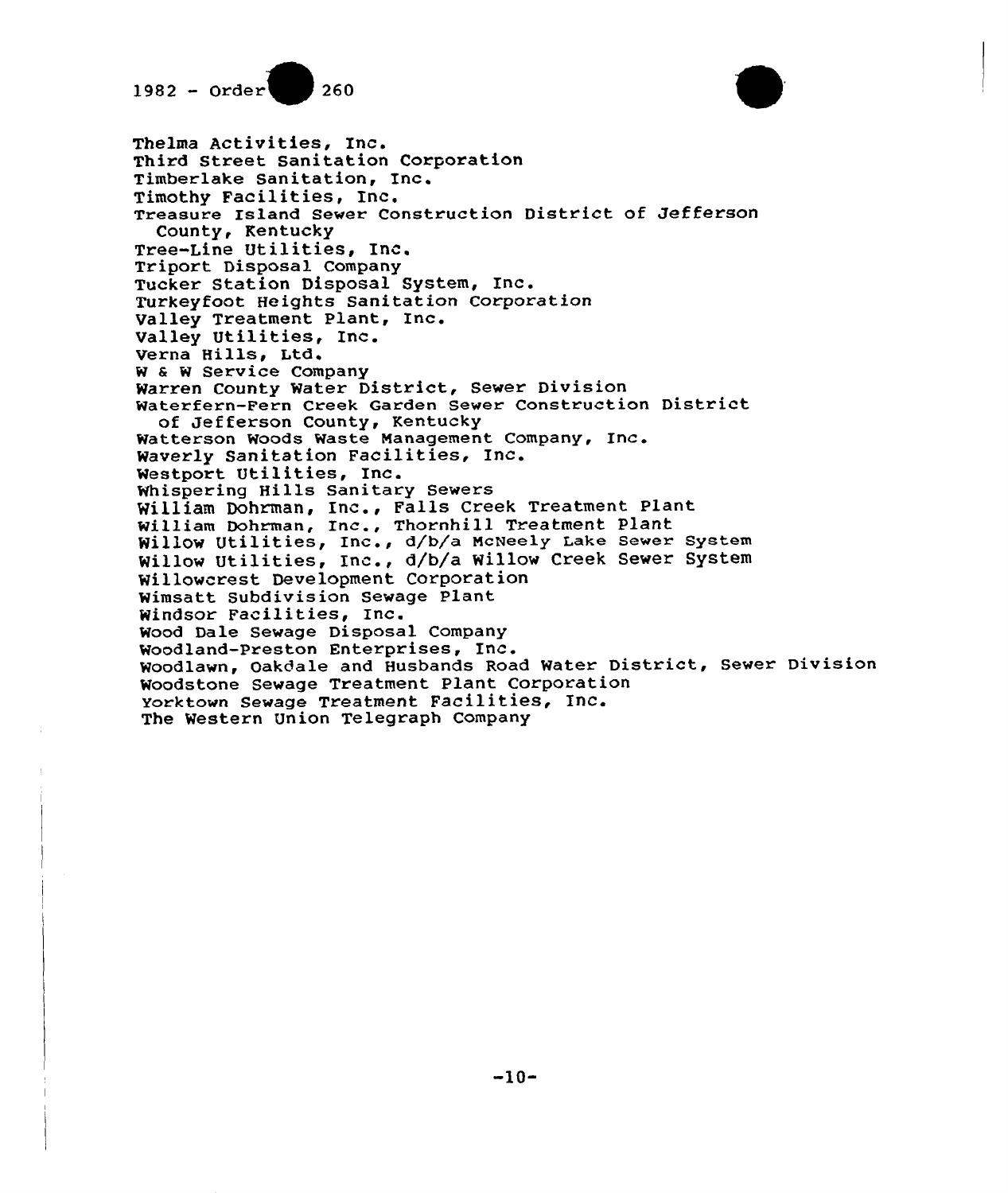Thelma Activities, Inc.
Third Street Sanitation Corporation
Timberlake Sanitation, Inc.
Timothy Facilities, Inc.
Treasure Island Sewer Construction District of Jefferson County, Kentucky
Tree-Line Utilities, Inc.
Triport Disposal Company
Tucker Station Disposal System, Inc.
Turkeyfoot Heights Sanitation Corporation
Valley Treatment Plant, Inc.
Valley Utilities, Inc.
Verna Hills, Ltd.
W & W Service Company
Warren County Water District, Sewer Division
Waterfern-Fern Creek Garden Sewer Construction District of Jefferson County, Kentucky
Watterson Woods Waste Management Company, Inc.
Waverly Sanitation Facilities, Inc.
Westport Utilities, Inc.
Whispering Hills Sanitary Sewers
William Dohrman, Inc., Falls Creek Treatment Plant
William Dohrman, Inc., Thornhill Treatment Plant
Willow Utilities, Inc., d/b/a McNeely Lake Sewer System
Willow Utilities, Inc., d/b/a Willow Creek Sewer System
Willowcrest Development Corporation
Wimsatt Subdivision Sewage Plant
Windsor Facilities, Inc.
Wood Dale Sewage Disposal Company
Woodland-Preston Enterprises, Inc.
Woodlawn, Oakdale and Husbands Road Water District, Sewer Division
Woodstone Sewage Treatment Plant Corporation
Yorktown Sewage Treatment Facilities, Inc.
The Western Union Telegraph Company